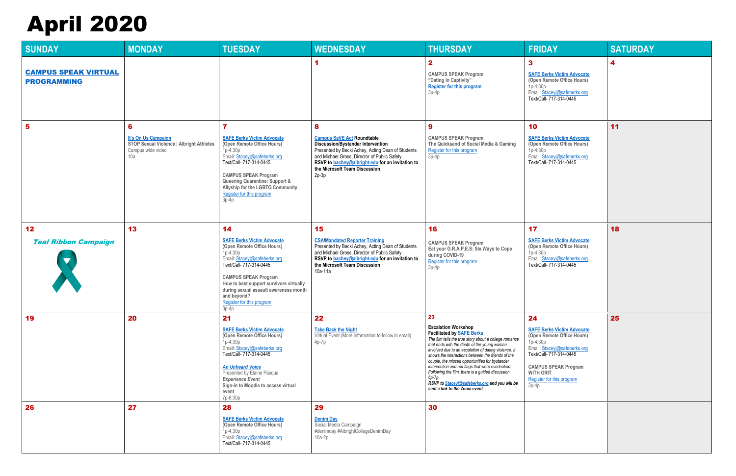# April 2020

| SUNDAY | MONDAY | TUESDAY | WEDNESDAY | THURSDAY | FRIDAY | SATURDAY |
|---|---|---|---|---|---|---|
| **CAMPUS SPEAK VIRTUAL PROGRAMMING** | | | **1** | **2**<br>**CAMPUS SPEAK Program**<br>**"Dating in Captivity"**<br>Register for this program<br>3p-4p | **3**<br>**SAFE Berks Victim Advocate**<br>**(Open Remote Office Hours)**<br>1p-4:30p<br>Email: Staceyj@safeberks.org<br>Text/Call- 717-314-0445 | **4** |
| **5** | **6**<br>It's On Us Campaign<br>**STOP Sexual Violence \| Albright Athletes**<br>Campus wide video<br>10a | **7**<br>**SAFE Berks Victim Advocate**<br>**(Open Remote Office Hours)**<br>1p-4:30p<br>Email: Staceyj@safeberks.org<br>Text/Call- 717-314-0445<br><br>**CAMPUS SPEAK Program**<br>**Queering Quarantine: Support & Allyship for the LGBTQ Community**<br>Register for this program<br>3p-4p | **8**<br>**Campus SaVE Act Roundtable Discussion/Bystander Intervention**<br>Presented by Becki Achey, Acting Dean of Students and Michael Gross, Director of Public Safety<br>**RSVP to bachey@albright.edu for an invitation to the Microsoft Team Discussion**<br>2p-3p | **9**<br>**CAMPUS SPEAK Program**<br>**The Quicksand of Social Media & Gaming**<br>Register for this program<br>3p-4p | **10**<br>**SAFE Berks Victim Advocate**<br>**(Open Remote Office Hours)**<br>1p-4:30p<br>Email: Staceyj@safeberks.org<br>Text/Call- 717-314-0445 | **11** |
| **12**<br>***Teal Ribbon Campaign*** | **13** | **14**<br>**SAFE Berks Victim Advocate**<br>**(Open Remote Office Hours)**<br>1p-4:30p<br>Email: Staceyj@safeberks.org<br>Text/Call- 717-314-0445<br><br>**CAMPUS SPEAK Program**<br>**How to best support survivors virtually during sexual assault awareness month and beyond?**<br>Register for this program<br>3p-4p | **15**<br>**CSA/Mandated Reporter Training**<br>Presented by Becki Achey, Acting Dean of Students and Michael Gross, Director of Public Safety<br>**RSVP to bachey@albright.edu for an invitation to the Microsoft Team Discussion**<br>10a-11a | **16**<br>**CAMPUS SPEAK Program**<br>**Eat your G.R.A.P.E.S: Six Ways to Cope during COVID-19**<br>Register for this program<br>3p-4p | **17**<br>**SAFE Berks Victim Advocate**<br>**(Open Remote Office Hours)**<br>1p-4:30p<br>Email: Staceyj@safeberks.org<br>Text/Call- 717-314-0445 | **18** |
| **19** | **20** | **21**<br>**SAFE Berks Victim Advocate**<br>**(Open Remote Office Hours)**<br>1p-4:30p<br>Email: Staceyj@safeberks.org<br>Text/Call- 717-314-0445<br><br>***An Unheard Voice***<br>Presented by Elaine Pasqua<br>***Experience Event***<br>**Sign-in to Moodle to access virtual event**<br>7p-8:30p | **22**<br>**Take Back the Night**<br>Virtual Event (More information to follow in email)<br>4p-7p | **23**<br>**Escalation Workshop**<br>**Facilitated by SAFE Berks**<br>*The film tells the true story about a college romance that ends with the death of the young woman involved due to an escalation of dating violence. It shows the interactions between the friends of the couple, the missed opportunities for bystander intervention and red flags that were overlooked. Following the film, there is a guided discussion.*<br>*6p-7p*<br>***RSVP to Staceyj@safeberks.org and you will be sent a link to the Zoom event.*** | **24**<br>**SAFE Berks Victim Advocate**<br>**(Open Remote Office Hours)**<br>1p-4:30p<br>Email: Staceyj@safeberks.org<br>Text/Call- 717-314-0445<br><br>**CAMPUS SPEAK Program**<br>**WITH GRIT**<br>Register for this program<br>3p-4p | **25** |
| **26** | **27** | **28**<br>**SAFE Berks Victim Advocate**<br>**(Open Remote Office Hours)**<br>1p-4:30p<br>Email: Staceyj@safeberks.org<br>Text/Call- 717-314-0445 | **29**<br>**Denim Day**<br>Social Media Campaign<br>#denimday #AlbrightCollegeDenimDay<br>10a-2p | **30** | | |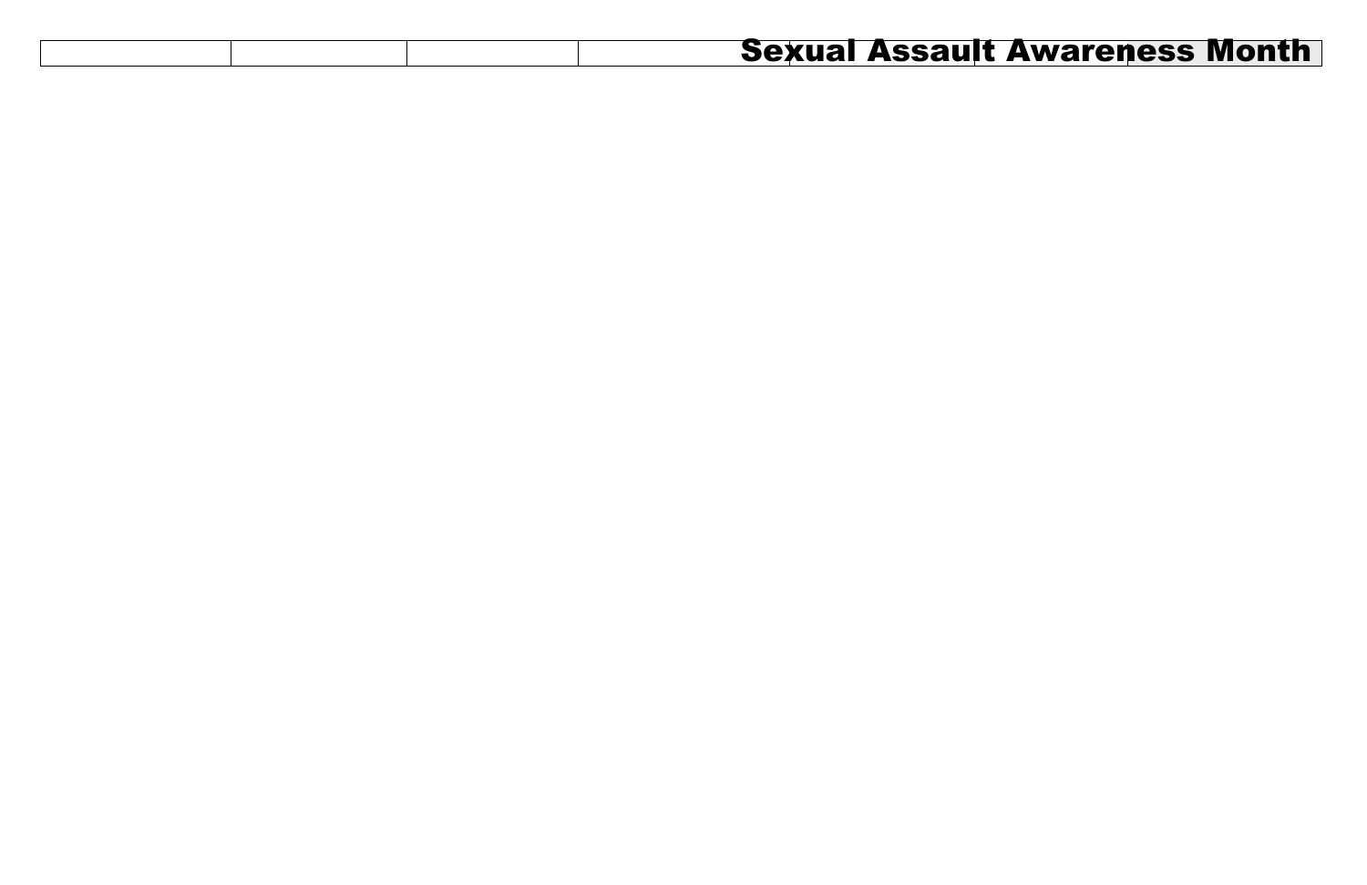| | | | | | | |
|---|---|---|---|---|---|---|
| | | | | Sexual Assault Awareness Month | | |